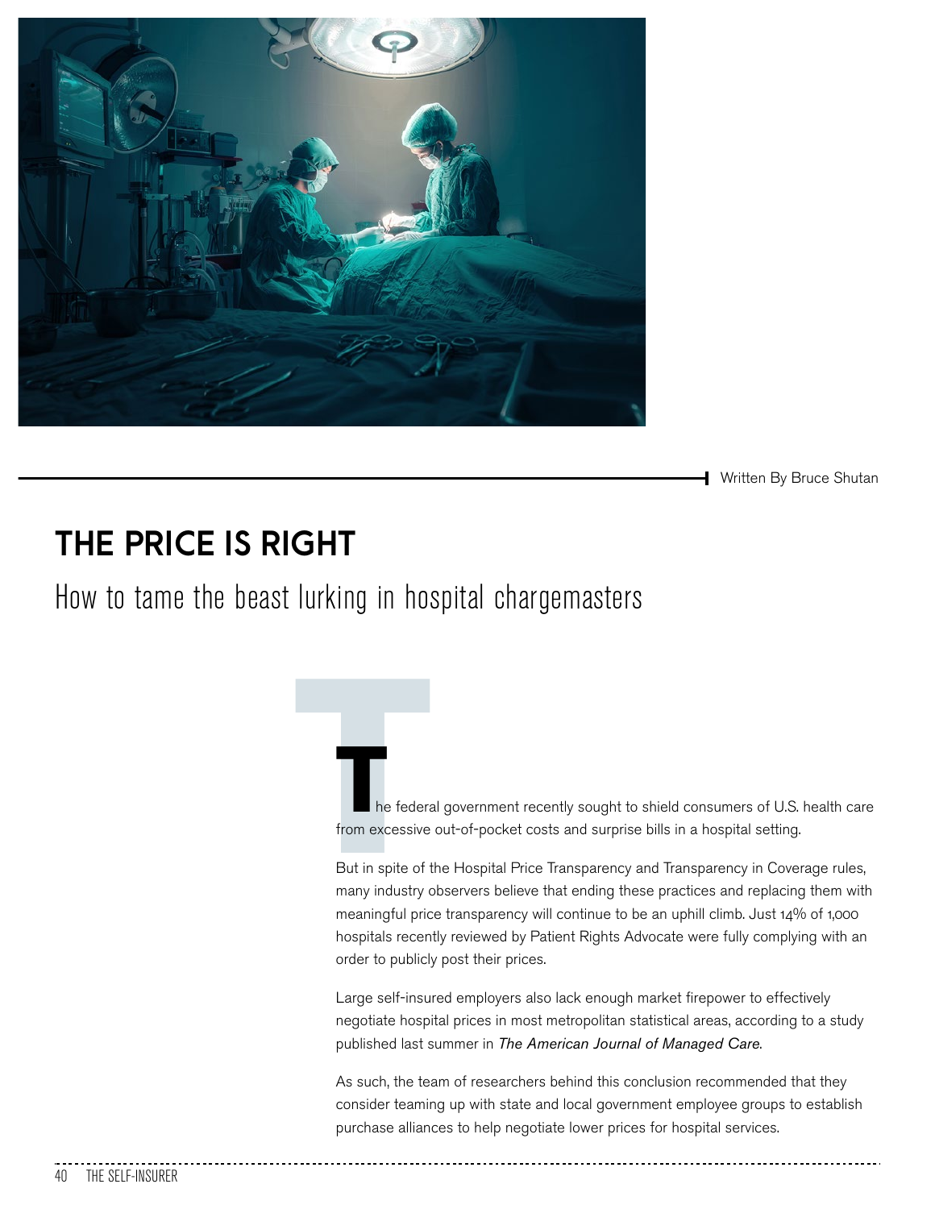Written By Bruce Shutan

# THE PRICE IS RIGHT

## How to tame the beast lurking in hospital chargemasters

The federal government recently sought to shield consumers of U.S. health care from excessive out-of-pocket costs and surprise bills in a hospital setting.

But in spite of the Hospital Price Transparency and Transparency in Coverage rules, many industry observers believe that ending these practices and replacing them with meaningful price transparency will continue to be an uphill climb. Just 14% of 1,000 hospitals recently reviewed by Patient Rights Advocate were fully complying with an order to publicly post their prices.

Large self-insured employers also lack enough market firepower to effectively negotiate hospital prices in most metropolitan statistical areas, according to a study published last summer in *The American Journal of Managed Care*.

As such, the team of researchers behind this conclusion recommended that they consider teaming up with state and local government employee groups to establish purchase alliances to help negotiate lower prices for hospital services.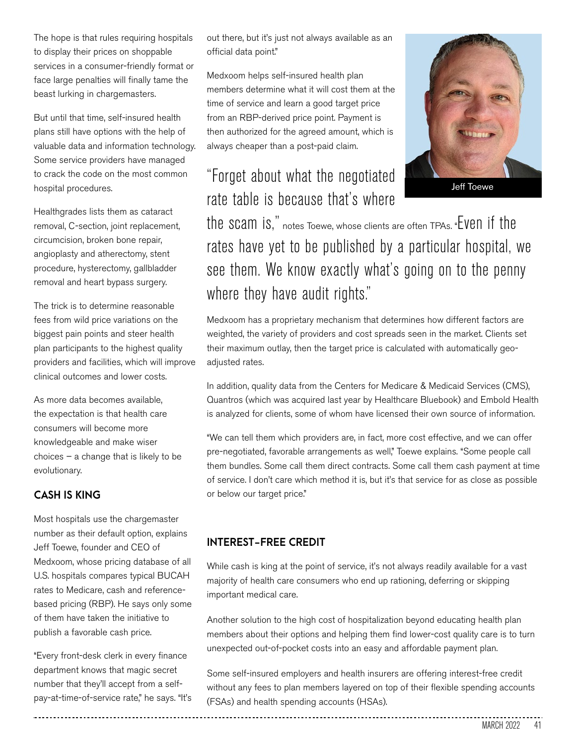The hope is that rules requiring hospitals to display their prices on shoppable services in a consumer-friendly format or face large penalties will finally tame the beast lurking in chargemasters.

But until that time, self-insured health plans still have options with the help of valuable data and information technology. Some service providers have managed to crack the code on the most common hospital procedures.

Healthgrades lists them as cataract removal, C-section, joint replacement, circumcision, broken bone repair, angioplasty and atherectomy, stent procedure, hysterectomy, gallbladder removal and heart bypass surgery.

The trick is to determine reasonable fees from wild price variations on the biggest pain points and steer health plan participants to the highest quality providers and facilities, which will improve clinical outcomes and lower costs.

As more data becomes available, the expectation is that health care consumers will become more knowledgeable and make wiser choices – a change that is likely to be evolutionary.

## CASH IS KING

Most hospitals use the chargemaster number as their default option, explains Jeff Toewe, founder and CEO of Medxoom, whose pricing database of all U.S. hospitals compares typical BUCAH rates to Medicare, cash and reference-based pricing (RBP). He says only some of them have taken the initiative to publish a favorable cash price.

"Every front-desk clerk in every finance department knows that magic secret number that they'll accept from a self-pay-at-time-of-service rate," he says. "It's out there, but it's just not always available as an official data point."

Medxoom helps self-insured health plan members determine what it will cost them at the time of service and learn a good target price from an RBP-derived price point. Payment is then authorized for the agreed amount, which is always cheaper than a post-paid claim.

Jeff Toewe

"Forget about what the negotiated rate table is because that's where the scam is," notes Toewe, whose clients are often TPAs. "Even if the rates have yet to be published by a particular hospital, we see them. We know exactly what's going on to the penny where they have audit rights."

Medxoom has a proprietary mechanism that determines how different factors are weighted, the variety of providers and cost spreads seen in the market. Clients set their maximum outlay, then the target price is calculated with automatically geo-adjusted rates.

In addition, quality data from the Centers for Medicare & Medicaid Services (CMS), Quantros (which was acquired last year by Healthcare Bluebook) and Embold Health is analyzed for clients, some of whom have licensed their own source of information.

"We can tell them which providers are, in fact, more cost effective, and we can offer pre-negotiated, favorable arrangements as well," Toewe explains. "Some people call them bundles. Some call them direct contracts. Some call them cash payment at time of service. I don't care which method it is, but it's that service for as close as possible or below our target price."

## INTEREST-FREE CREDIT

While cash is king at the point of service, it's not always readily available for a vast majority of health care consumers who end up rationing, deferring or skipping important medical care.

Another solution to the high cost of hospitalization beyond educating health plan members about their options and helping them find lower-cost quality care is to turn unexpected out-of-pocket costs into an easy and affordable payment plan.

Some self-insured employers and health insurers are offering interest-free credit without any fees to plan members layered on top of their flexible spending accounts (FSAs) and health spending accounts (HSAs).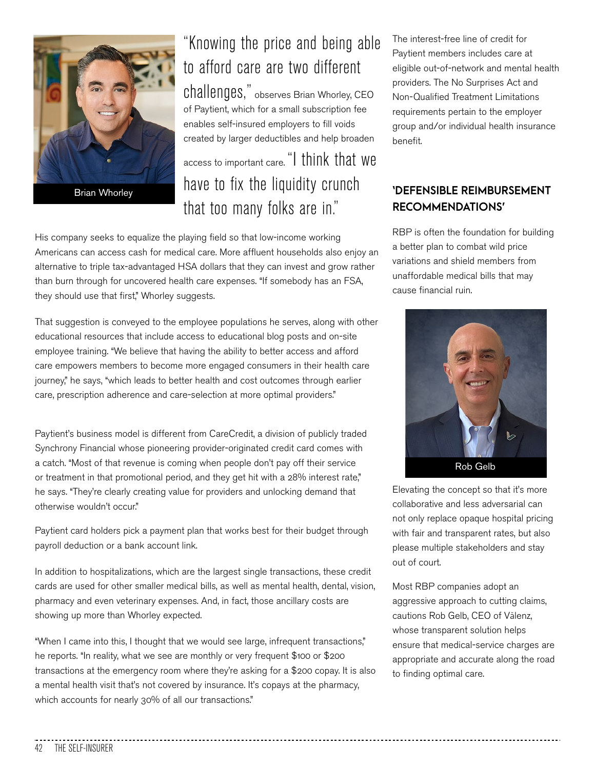Brian Whorley

"Knowing the price and being able to afford care are two different challenges," observes Brian Whorley, CEO of Paytient, which for a small subscription fee enables self-insured employers to fill voids created by larger deductibles and help broaden access to important care. "I think that we have to fix the liquidity crunch that too many folks are in."

His company seeks to equalize the playing field so that low-income working Americans can access cash for medical care. More affluent households also enjoy an alternative to triple tax-advantaged HSA dollars that they can invest and grow rather than burn through for uncovered health care expenses. "If somebody has an FSA, they should use that first," Whorley suggests.

That suggestion is conveyed to the employee populations he serves, along with other educational resources that include access to educational blog posts and on-site employee training. "We believe that having the ability to better access and afford care empowers members to become more engaged consumers in their health care journey," he says, "which leads to better health and cost outcomes through earlier care, prescription adherence and care-selection at more optimal providers."

Paytient's business model is different from CareCredit, a division of publicly traded Synchrony Financial whose pioneering provider-originated credit card comes with a catch. "Most of that revenue is coming when people don't pay off their service or treatment in that promotional period, and they get hit with a 28% interest rate," he says. "They're clearly creating value for providers and unlocking demand that otherwise wouldn't occur."

Paytient card holders pick a payment plan that works best for their budget through payroll deduction or a bank account link.

In addition to hospitalizations, which are the largest single transactions, these credit cards are used for other smaller medical bills, as well as mental health, dental, vision, pharmacy and even veterinary expenses. And, in fact, those ancillary costs are showing up more than Whorley expected.

"When I came into this, I thought that we would see large, infrequent transactions," he reports. "In reality, what we see are monthly or very frequent $100 or $200 transactions at the emergency room where they're asking for a $200 copay. It is also a mental health visit that's not covered by insurance. It's copays at the pharmacy, which accounts for nearly 30% of all our transactions."

The interest-free line of credit for Paytient members includes care at eligible out-of-network and mental health providers. The No Surprises Act and Non-Qualified Treatment Limitations requirements pertain to the employer group and/or individual health insurance benefit.

## 'DEFENSIBLE REIMBURSEMENT RECOMMENDATIONS'

RBP is often the foundation for building a better plan to combat wild price variations and shield members from unaffordable medical bills that may cause financial ruin.

Rob Gelb

Elevating the concept so that it's more collaborative and less adversarial can not only replace opaque hospital pricing with fair and transparent rates, but also please multiple stakeholders and stay out of court.

Most RBP companies adopt an aggressive approach to cutting claims, cautions Rob Gelb, CEO of Vālenz, whose transparent solution helps ensure that medical-service charges are appropriate and accurate along the road to finding optimal care.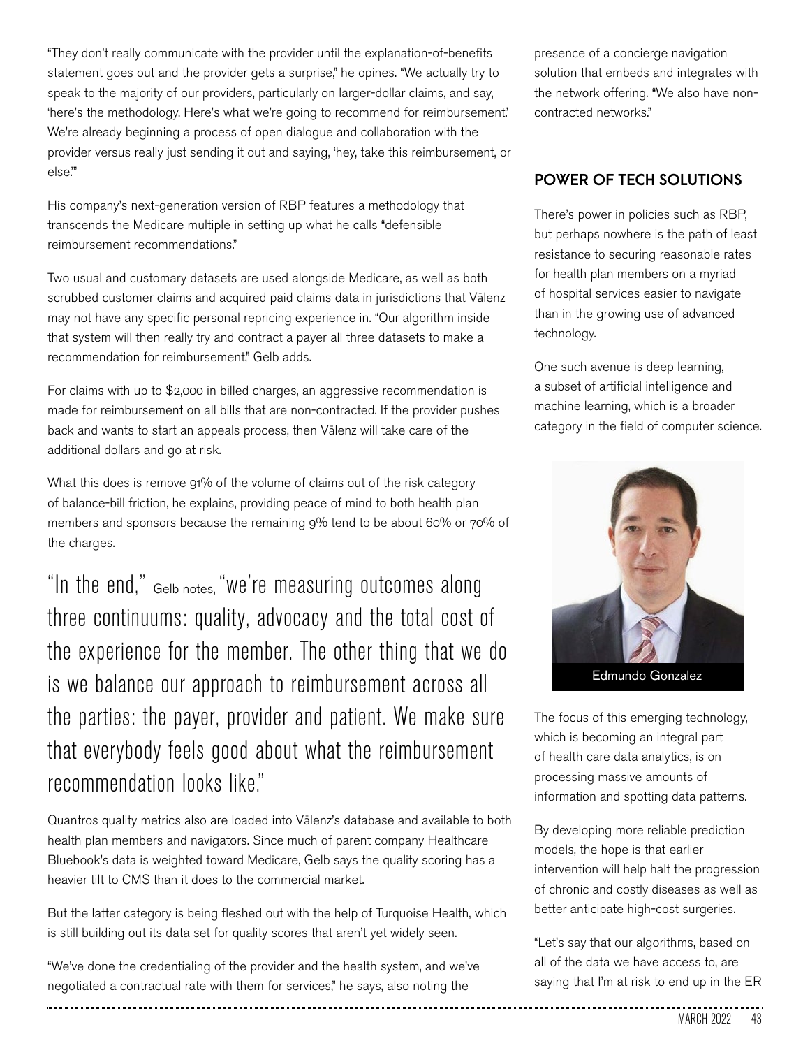"They don't really communicate with the provider until the explanation-of-benefits statement goes out and the provider gets a surprise," he opines. "We actually try to speak to the majority of our providers, particularly on larger-dollar claims, and say, 'here's the methodology. Here's what we're going to recommend for reimbursement.' We're already beginning a process of open dialogue and collaboration with the provider versus really just sending it out and saying, 'hey, take this reimbursement, or else.'"

His company's next-generation version of RBP features a methodology that transcends the Medicare multiple in setting up what he calls "defensible reimbursement recommendations."

Two usual and customary datasets are used alongside Medicare, as well as both scrubbed customer claims and acquired paid claims data in jurisdictions that Vālenz may not have any specific personal repricing experience in. "Our algorithm inside that system will then really try and contract a payer all three datasets to make a recommendation for reimbursement," Gelb adds.

For claims with up to $2,000 in billed charges, an aggressive recommendation is made for reimbursement on all bills that are non-contracted. If the provider pushes back and wants to start an appeals process, then Vālenz will take care of the additional dollars and go at risk.

What this does is remove 91% of the volume of claims out of the risk category of balance-bill friction, he explains, providing peace of mind to both health plan members and sponsors because the remaining 9% tend to be about 60% or 70% of the charges.

> "In the end," Gelb notes, "we're measuring outcomes along three continuums: quality, advocacy and the total cost of the experience for the member. The other thing that we do is we balance our approach to reimbursement across all the parties: the payer, provider and patient. We make sure that everybody feels good about what the reimbursement recommendation looks like."

Quantros quality metrics also are loaded into Vālenz's database and available to both health plan members and navigators. Since much of parent company Healthcare Bluebook's data is weighted toward Medicare, Gelb says the quality scoring has a heavier tilt to CMS than it does to the commercial market.

But the latter category is being fleshed out with the help of Turquoise Health, which is still building out its data set for quality scores that aren't yet widely seen.

"We've done the credentialing of the provider and the health system, and we've negotiated a contractual rate with them for services," he says, also noting the presence of a concierge navigation solution that embeds and integrates with the network offering. "We also have non-contracted networks."

## POWER OF TECH SOLUTIONS

There's power in policies such as RBP, but perhaps nowhere is the path of least resistance to securing reasonable rates for health plan members on a myriad of hospital services easier to navigate than in the growing use of advanced technology.

One such avenue is deep learning, a subset of artificial intelligence and machine learning, which is a broader category in the field of computer science.

Edmundo Gonzalez

The focus of this emerging technology, which is becoming an integral part of health care data analytics, is on processing massive amounts of information and spotting data patterns.

By developing more reliable prediction models, the hope is that earlier intervention will help halt the progression of chronic and costly diseases as well as better anticipate high-cost surgeries.

"Let's say that our algorithms, based on all of the data we have access to, are saying that I'm at risk to end up in the ER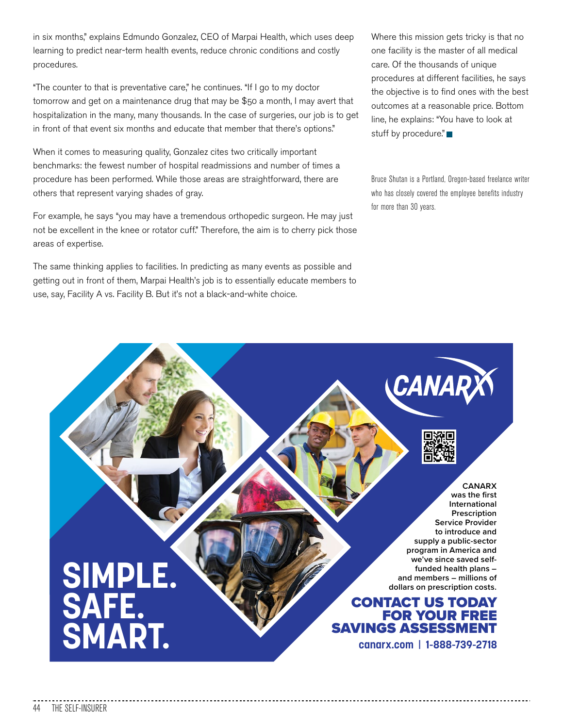in six months," explains Edmundo Gonzalez, CEO of Marpai Health, which uses deep learning to predict near-term health events, reduce chronic conditions and costly procedures.

"The counter to that is preventative care," he continues. "If I go to my doctor tomorrow and get on a maintenance drug that may be $50 a month, I may avert that hospitalization in the many, many thousands. In the case of surgeries, our job is to get in front of that event six months and educate that member that there's options."

When it comes to measuring quality, Gonzalez cites two critically important benchmarks: the fewest number of hospital readmissions and number of times a procedure has been performed. While those areas are straightforward, there are others that represent varying shades of gray.

For example, he says "you may have a tremendous orthopedic surgeon. He may just not be excellent in the knee or rotator cuff." Therefore, the aim is to cherry pick those areas of expertise.

The same thinking applies to facilities. In predicting as many events as possible and getting out in front of them, Marpai Health's job is to essentially educate members to use, say, Facility A vs. Facility B. But it's not a black-and-white choice.

Where this mission gets tricky is that no one facility is the master of all medical care. Of the thousands of unique procedures at different facilities, he says the objective is to find ones with the best outcomes at a reasonable price. Bottom line, he explains: "You have to look at stuff by procedure." ■

Bruce Shutan is a Portland, Oregon-based freelance writer who has closely covered the employee benefits industry for more than 30 years.

CANARX

**CANARX** was the first International Prescription Service Provider to introduce and supply a public-sector program in America and we've since saved self-funded health plans – and members – millions of dollars on prescription costs.

**SIMPLE. SAFE. SMART.**

**CONTACT US TODAY FOR YOUR FREE SAVINGS ASSESSMENT**

canarx.com | 1-888-739-2718